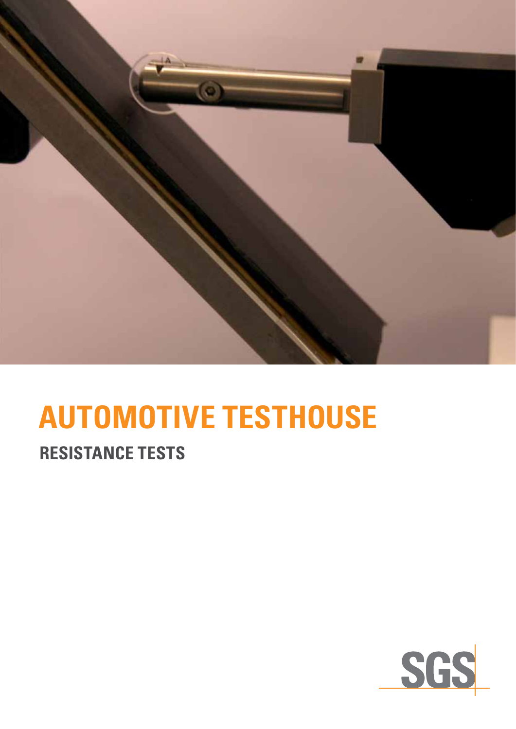# AUTOMOTIVE TESTHOUSE

## RESISTANCE TESTS

SGS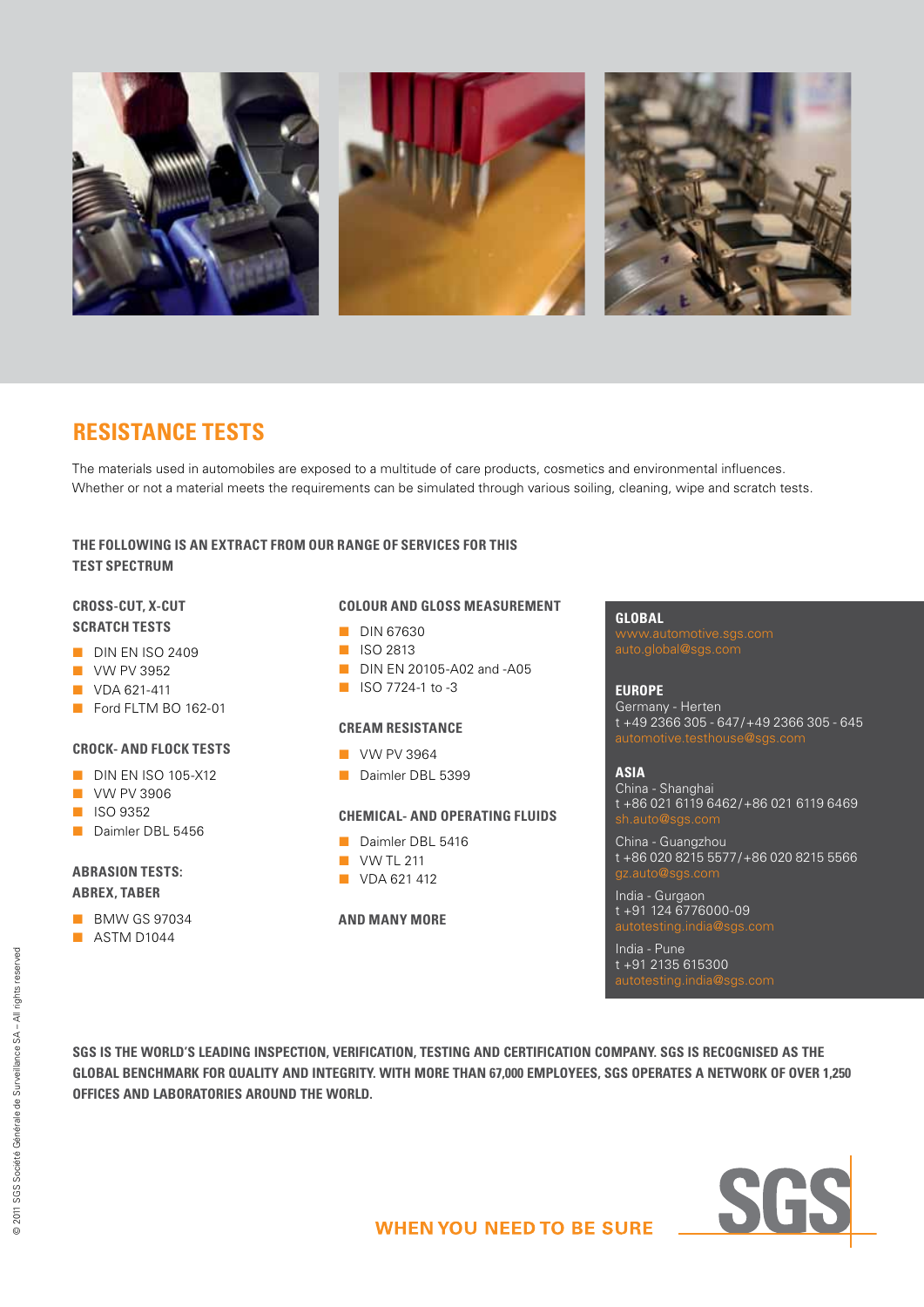# RESISTANCE TESTS

The materials used in automobiles are exposed to a multitude of care products, cosmetics and environmental influences. Whether or not a material meets the requirements can be simulated through various soiling, cleaning, wipe and scratch tests.

**THE FOLLOWING IS AN EXTRACT FROM OUR RANGE OF SERVICES FOR THIS TEST SPECTRUM**

### CROSS-CUT, X-CUT SCRATCH TESTS

- DIN EN ISO 2409
- VW PV 3952
- VDA 621-411
- Ford FLTM BO 162-01

### CROCK- AND FLOCK TESTS

- DIN EN ISO 105-X12
- VW PV 3906
- ISO 9352
- Daimler DBL 5456

### ABRASION TESTS: ABREX, TABER

- BMW GS 97034
- ASTM D1044

### COLOUR AND GLOSS MEASUREMENT

- DIN 67630
- ISO 2813
- DIN EN 20105-A02 and -A05
- ISO 7724-1 to -3

### CREAM RESISTANCE

- VW PV 3964
- Daimler DBL 5399

### CHEMICAL- AND OPERATING FLUIDS

- Daimler DBL 5416
- VW TL 211
- VDA 621 412

### AND MANY MORE

**GLOBAL**
www.automotive.sgs.com
auto.global@sgs.com

**EUROPE**
Germany - Herten
t +49 2366 305 - 647/+49 2366 305 - 645
automotive.testhouse@sgs.com

**ASIA**
China - Shanghai
t +86 021 6119 6462/+86 021 6119 6469
sh.auto@sgs.com

China - Guangzhou
t +86 020 8215 5577/+86 020 8215 5566
gz.auto@sgs.com

India - Gurgaon
t +91 124 6776000-09
autotesting.india@sgs.com

India - Pune
t +91 2135 615300
autotesting.india@sgs.com

**SGS IS THE WORLD'S LEADING INSPECTION, VERIFICATION, TESTING AND CERTIFICATION COMPANY. SGS IS RECOGNISED AS THE GLOBAL BENCHMARK FOR QUALITY AND INTEGRITY. WITH MORE THAN 67,000 EMPLOYEES, SGS OPERATES A NETWORK OF OVER 1,250 OFFICES AND LABORATORIES AROUND THE WORLD.**

WHEN YOU NEED TO BE SURE

SGS

© 2011 SGS Société Générale de Surveillance SA – All rights reserved